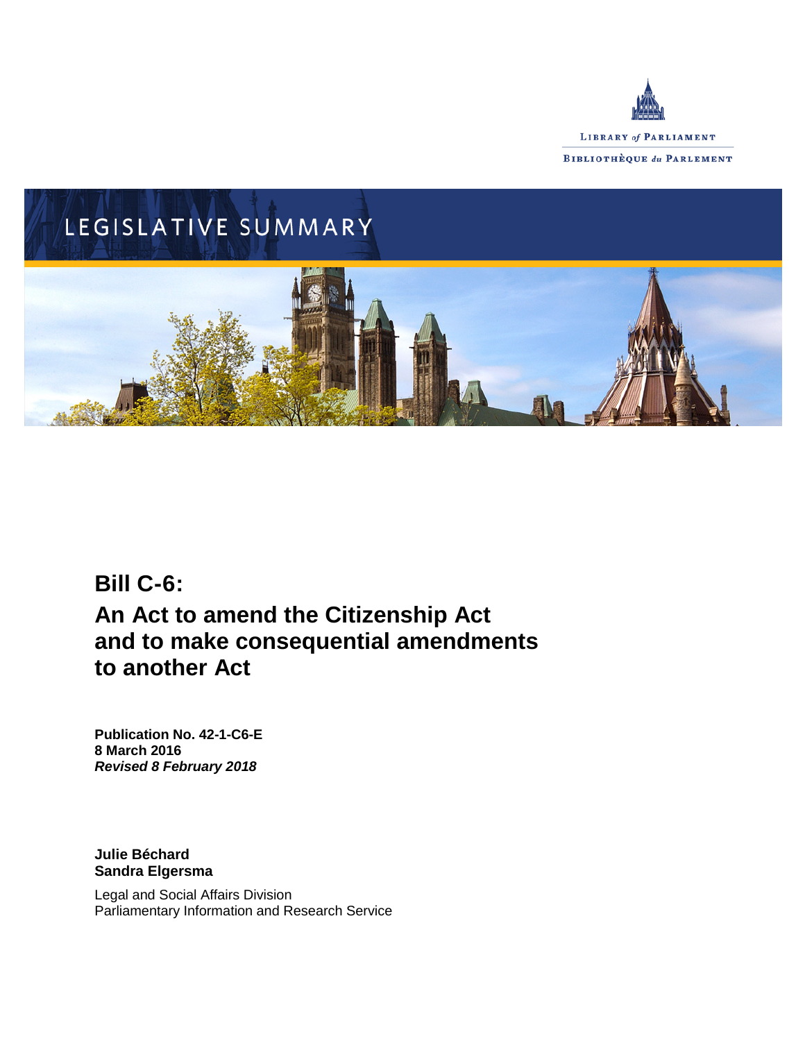LIBRARY of PARLIAMENT

BIBLIOTHÈQUE du PARLEMENT

LEGISLATIVE SUMMARY

# Bill C-6: An Act to amend the Citizenship Act and to make consequential amendments to another Act

**Publication No. 42-1-C6-E**
**8 March 2016**
***Revised 8 February 2018***

**Julie Béchard**
**Sandra Elgersma**

Legal and Social Affairs Division
Parliamentary Information and Research Service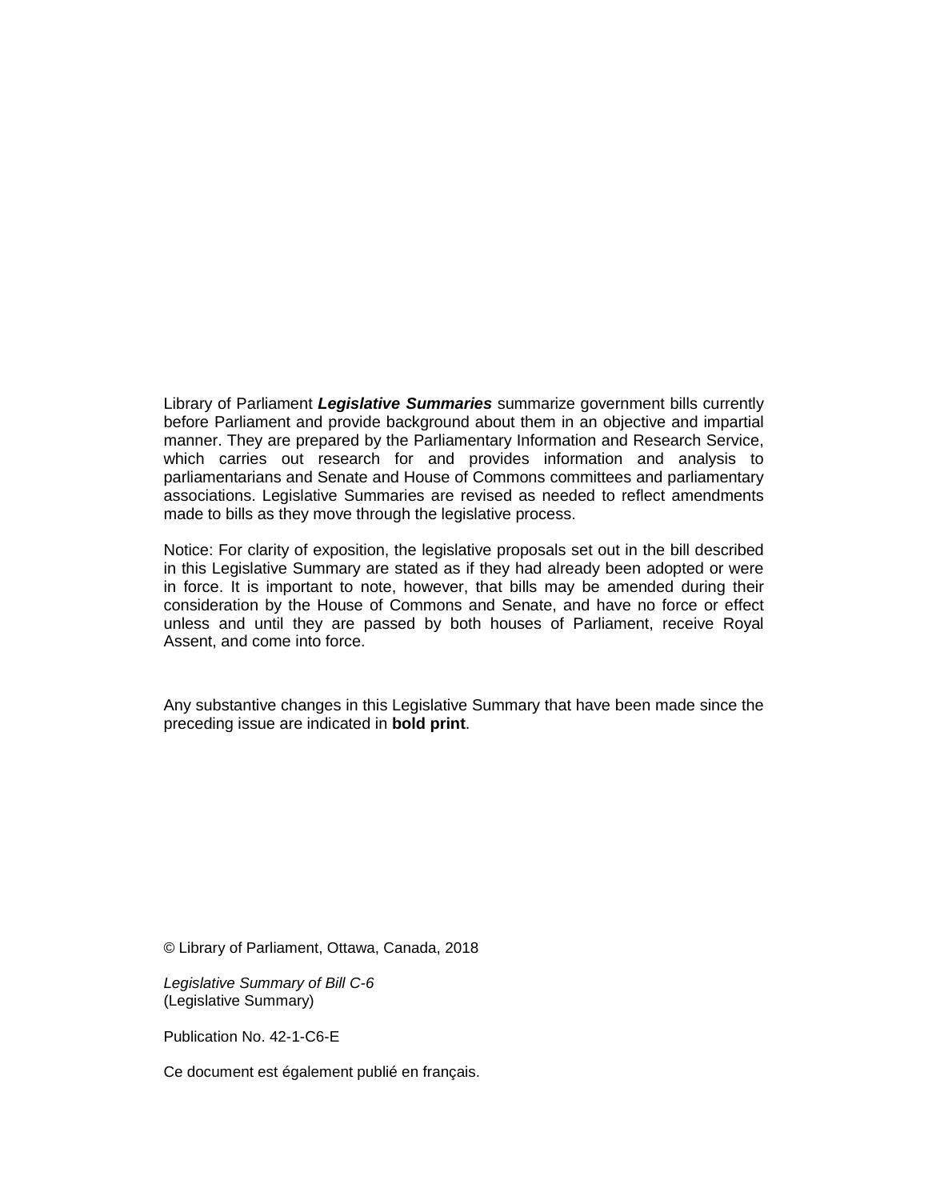Library of Parliament ***Legislative Summaries*** summarize government bills currently before Parliament and provide background about them in an objective and impartial manner. They are prepared by the Parliamentary Information and Research Service, which carries out research for and provides information and analysis to parliamentarians and Senate and House of Commons committees and parliamentary associations. Legislative Summaries are revised as needed to reflect amendments made to bills as they move through the legislative process.

Notice: For clarity of exposition, the legislative proposals set out in the bill described in this Legislative Summary are stated as if they had already been adopted or were in force. It is important to note, however, that bills may be amended during their consideration by the House of Commons and Senate, and have no force or effect unless and until they are passed by both houses of Parliament, receive Royal Assent, and come into force.

Any substantive changes in this Legislative Summary that have been made since the preceding issue are indicated in **bold print**.

© Library of Parliament, Ottawa, Canada, 2018

*Legislative Summary of Bill C-6*
(Legislative Summary)

Publication No. 42-1-C6-E

Ce document est également publié en français.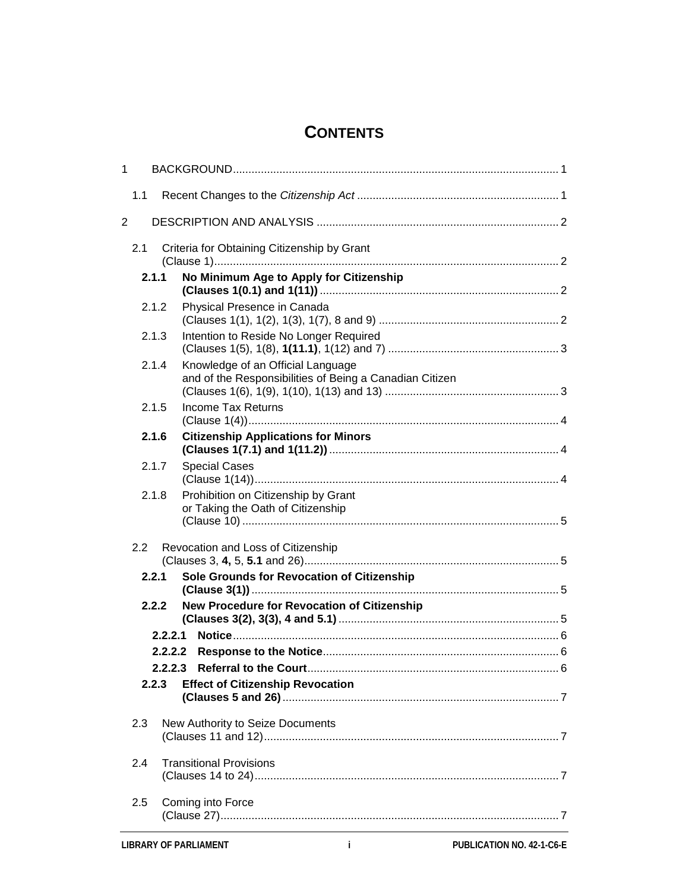# CONTENTS

1 BACKGROUND ..... 1

1.1 Recent Changes to the *Citizenship Act* ..... 1

2 DESCRIPTION AND ANALYSIS ..... 2

2.1 Criteria for Obtaining Citizenship by Grant (Clause 1) ..... 2

**2.1.1 No Minimum Age to Apply for Citizenship (Clauses 1(0.1) and 1(11))** ..... 2

2.1.2 Physical Presence in Canada (Clauses 1(1), 1(2), 1(3), 1(7), 8 and 9) ..... 2

2.1.3 Intention to Reside No Longer Required (Clauses 1(5), 1(8), **1(11.1)**, 1(12) and 7) ..... 3

2.1.4 Knowledge of an Official Language and of the Responsibilities of Being a Canadian Citizen (Clauses 1(6), 1(9), 1(10), 1(13) and 13) ..... 3

2.1.5 Income Tax Returns (Clause 1(4)) ..... 4

**2.1.6 Citizenship Applications for Minors (Clauses 1(7.1) and 1(11.2))** ..... 4

2.1.7 Special Cases (Clause 1(14)) ..... 4

2.1.8 Prohibition on Citizenship by Grant or Taking the Oath of Citizenship (Clause 10) ..... 5

2.2 Revocation and Loss of Citizenship (Clauses 3, **4,** 5, **5.1** and 26) ..... 5

**2.2.1 Sole Grounds for Revocation of Citizenship (Clause 3(1))** ..... 5

**2.2.2 New Procedure for Revocation of Citizenship (Clauses 3(2), 3(3), 4 and 5.1)** ..... 5

**2.2.2.1 Notice** ..... 6

**2.2.2.2 Response to the Notice** ..... 6

**2.2.2.3 Referral to the Court** ..... 6

**2.2.3 Effect of Citizenship Revocation (Clauses 5 and 26)** ..... 7

2.3 New Authority to Seize Documents (Clauses 11 and 12) ..... 7

2.4 Transitional Provisions (Clauses 14 to 24) ..... 7

2.5 Coming into Force (Clause 27) ..... 7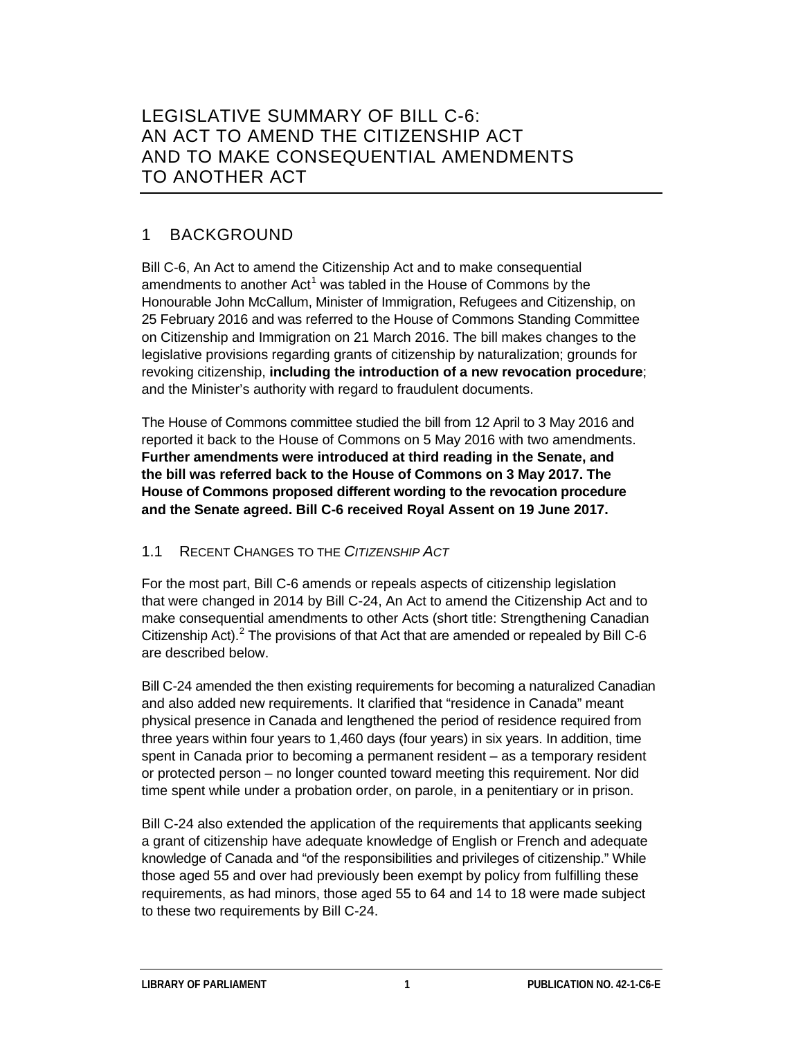# LEGISLATIVE SUMMARY OF BILL C-6: AN ACT TO AMEND THE CITIZENSHIP ACT AND TO MAKE CONSEQUENTIAL AMENDMENTS TO ANOTHER ACT

## 1 BACKGROUND

Bill C-6, An Act to amend the Citizenship Act and to make consequential amendments to another Act[1] was tabled in the House of Commons by the Honourable John McCallum, Minister of Immigration, Refugees and Citizenship, on 25 February 2016 and was referred to the House of Commons Standing Committee on Citizenship and Immigration on 21 March 2016. The bill makes changes to the legislative provisions regarding grants of citizenship by naturalization; grounds for revoking citizenship, **including the introduction of a new revocation procedure**; and the Minister's authority with regard to fraudulent documents.

The House of Commons committee studied the bill from 12 April to 3 May 2016 and reported it back to the House of Commons on 5 May 2016 with two amendments. **Further amendments were introduced at third reading in the Senate, and the bill was referred back to the House of Commons on 3 May 2017. The House of Commons proposed different wording to the revocation procedure and the Senate agreed. Bill C-6 received Royal Assent on 19 June 2017.**

### 1.1 RECENT CHANGES TO THE *CITIZENSHIP ACT*

For the most part, Bill C-6 amends or repeals aspects of citizenship legislation that were changed in 2014 by Bill C-24, An Act to amend the Citizenship Act and to make consequential amendments to other Acts (short title: Strengthening Canadian Citizenship Act).[2] The provisions of that Act that are amended or repealed by Bill C-6 are described below.

Bill C-24 amended the then existing requirements for becoming a naturalized Canadian and also added new requirements. It clarified that "residence in Canada" meant physical presence in Canada and lengthened the period of residence required from three years within four years to 1,460 days (four years) in six years. In addition, time spent in Canada prior to becoming a permanent resident – as a temporary resident or protected person – no longer counted toward meeting this requirement. Nor did time spent while under a probation order, on parole, in a penitentiary or in prison.

Bill C-24 also extended the application of the requirements that applicants seeking a grant of citizenship have adequate knowledge of English or French and adequate knowledge of Canada and "of the responsibilities and privileges of citizenship." While those aged 55 and over had previously been exempt by policy from fulfilling these requirements, as had minors, those aged 55 to 64 and 14 to 18 were made subject to these two requirements by Bill C-24.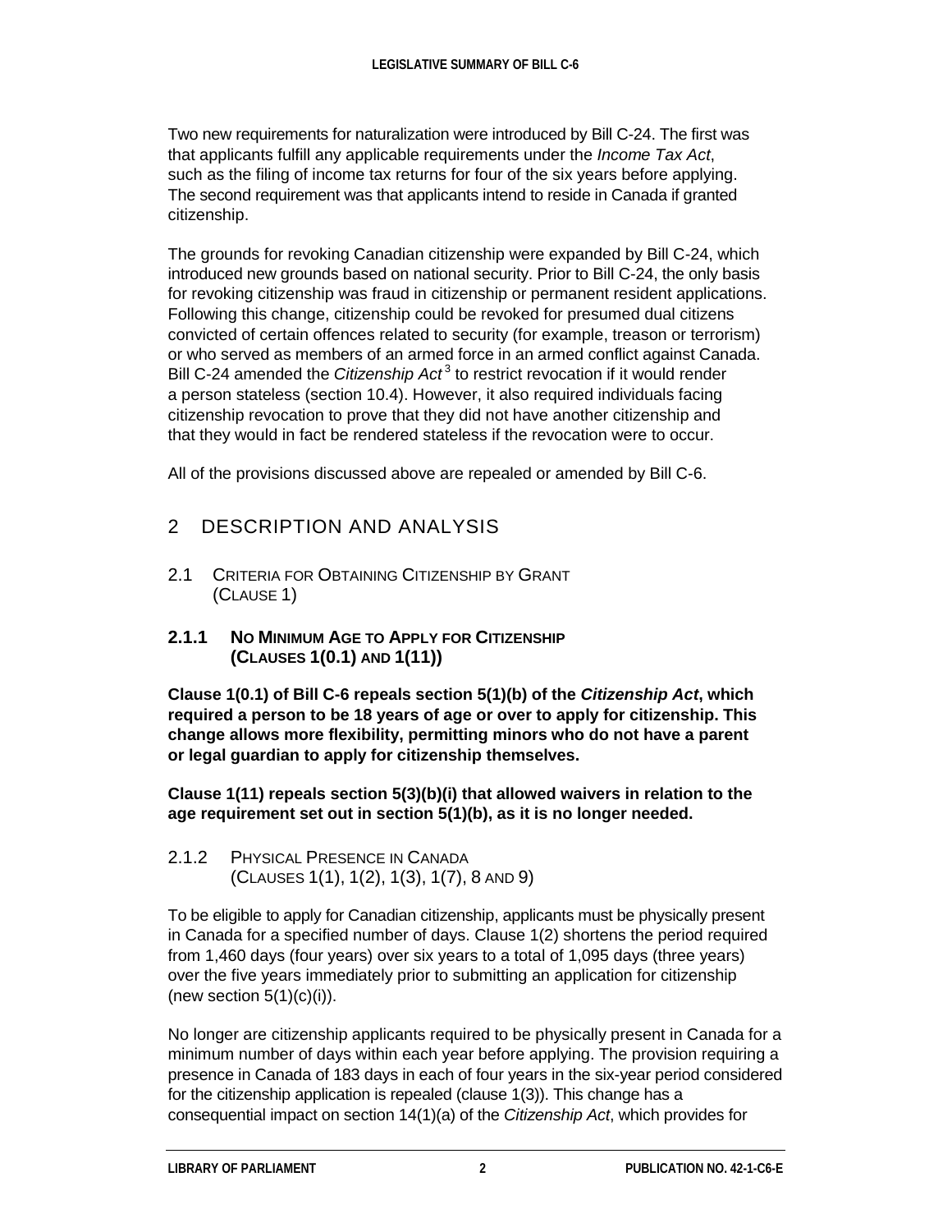Two new requirements for naturalization were introduced by Bill C-24. The first was that applicants fulfill any applicable requirements under the *Income Tax Act*, such as the filing of income tax returns for four of the six years before applying. The second requirement was that applicants intend to reside in Canada if granted citizenship.

The grounds for revoking Canadian citizenship were expanded by Bill C-24, which introduced new grounds based on national security. Prior to Bill C-24, the only basis for revoking citizenship was fraud in citizenship or permanent resident applications. Following this change, citizenship could be revoked for presumed dual citizens convicted of certain offences related to security (for example, treason or terrorism) or who served as members of an armed force in an armed conflict against Canada. Bill C-24 amended the *Citizenship Act*[3] to restrict revocation if it would render a person stateless (section 10.4). However, it also required individuals facing citizenship revocation to prove that they did not have another citizenship and that they would in fact be rendered stateless if the revocation were to occur.

All of the provisions discussed above are repealed or amended by Bill C-6.

## 2 DESCRIPTION AND ANALYSIS

### 2.1 Criteria for Obtaining Citizenship by Grant (Clause 1)

#### 2.1.1 No Minimum Age to Apply for Citizenship (Clauses 1(0.1) and 1(11))

**Clause 1(0.1) of Bill C-6 repeals section 5(1)(b) of the *Citizenship Act*, which required a person to be 18 years of age or over to apply for citizenship. This change allows more flexibility, permitting minors who do not have a parent or legal guardian to apply for citizenship themselves.**

**Clause 1(11) repeals section 5(3)(b)(i) that allowed waivers in relation to the age requirement set out in section 5(1)(b), as it is no longer needed.**

#### 2.1.2 Physical Presence in Canada (Clauses 1(1), 1(2), 1(3), 1(7), 8 and 9)

To be eligible to apply for Canadian citizenship, applicants must be physically present in Canada for a specified number of days. Clause 1(2) shortens the period required from 1,460 days (four years) over six years to a total of 1,095 days (three years) over the five years immediately prior to submitting an application for citizenship (new section 5(1)(c)(i)).

No longer are citizenship applicants required to be physically present in Canada for a minimum number of days within each year before applying. The provision requiring a presence in Canada of 183 days in each of four years in the six-year period considered for the citizenship application is repealed (clause 1(3)). This change has a consequential impact on section 14(1)(a) of the *Citizenship Act*, which provides for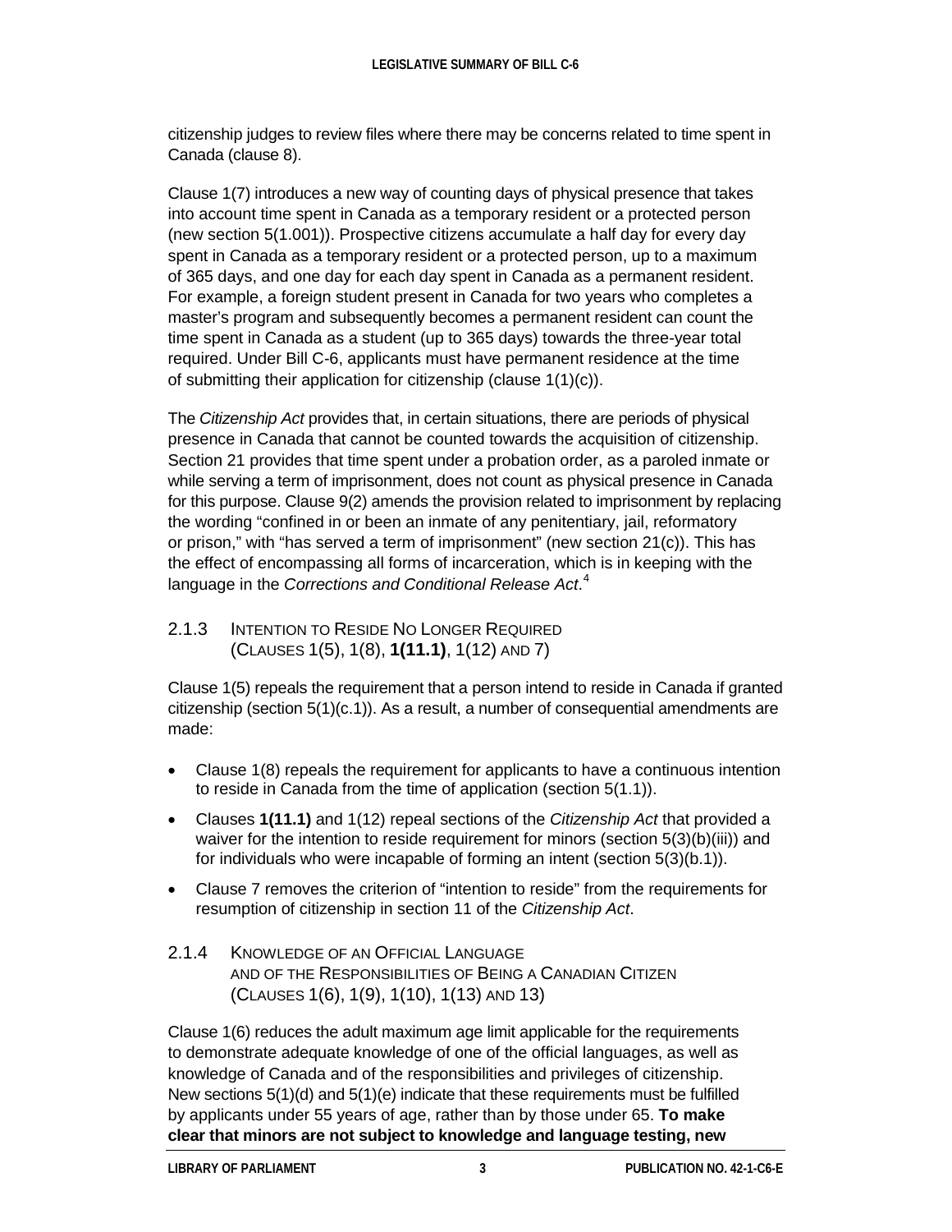citizenship judges to review files where there may be concerns related to time spent in Canada (clause 8).

Clause 1(7) introduces a new way of counting days of physical presence that takes into account time spent in Canada as a temporary resident or a protected person (new section 5(1.001)). Prospective citizens accumulate a half day for every day spent in Canada as a temporary resident or a protected person, up to a maximum of 365 days, and one day for each day spent in Canada as a permanent resident. For example, a foreign student present in Canada for two years who completes a master's program and subsequently becomes a permanent resident can count the time spent in Canada as a student (up to 365 days) towards the three-year total required. Under Bill C-6, applicants must have permanent residence at the time of submitting their application for citizenship (clause 1(1)(c)).

The *Citizenship Act* provides that, in certain situations, there are periods of physical presence in Canada that cannot be counted towards the acquisition of citizenship. Section 21 provides that time spent under a probation order, as a paroled inmate or while serving a term of imprisonment, does not count as physical presence in Canada for this purpose. Clause 9(2) amends the provision related to imprisonment by replacing the wording "confined in or been an inmate of any penitentiary, jail, reformatory or prison," with "has served a term of imprisonment" (new section 21(c)). This has the effect of encompassing all forms of incarceration, which is in keeping with the language in the *Corrections and Conditional Release Act*.[4]

### 2.1.3 Intention to Reside No Longer Required (Clauses 1(5), 1(8), **1(11.1)**, 1(12) and 7)

Clause 1(5) repeals the requirement that a person intend to reside in Canada if granted citizenship (section 5(1)(c.1)). As a result, a number of consequential amendments are made:

- Clause 1(8) repeals the requirement for applicants to have a continuous intention to reside in Canada from the time of application (section 5(1.1)).
- Clauses **1(11.1)** and 1(12) repeal sections of the *Citizenship Act* that provided a waiver for the intention to reside requirement for minors (section 5(3)(b)(iii)) and for individuals who were incapable of forming an intent (section 5(3)(b.1)).
- Clause 7 removes the criterion of "intention to reside" from the requirements for resumption of citizenship in section 11 of the *Citizenship Act*.

### 2.1.4 Knowledge of an Official Language and of the Responsibilities of Being a Canadian Citizen (Clauses 1(6), 1(9), 1(10), 1(13) and 13)

Clause 1(6) reduces the adult maximum age limit applicable for the requirements to demonstrate adequate knowledge of one of the official languages, as well as knowledge of Canada and of the responsibilities and privileges of citizenship. New sections 5(1)(d) and 5(1)(e) indicate that these requirements must be fulfilled by applicants under 55 years of age, rather than by those under 65. **To make clear that minors are not subject to knowledge and language testing, new**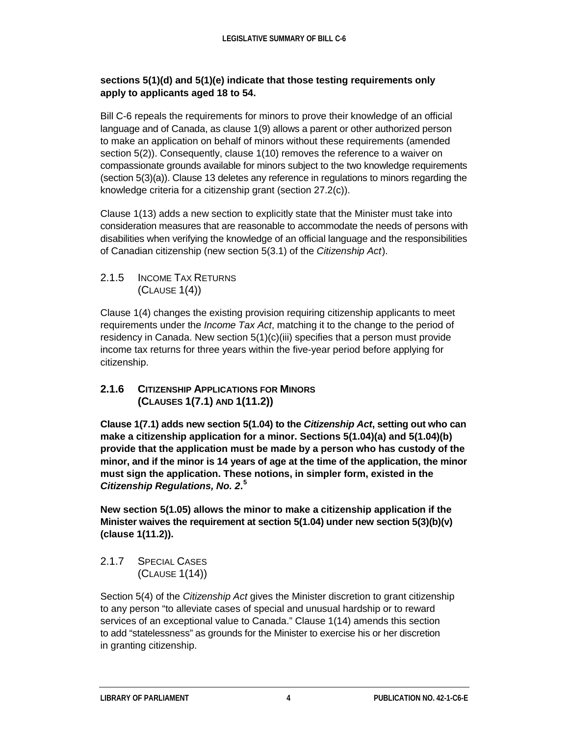**sections 5(1)(d) and 5(1)(e) indicate that those testing requirements only apply to applicants aged 18 to 54.**

Bill C-6 repeals the requirements for minors to prove their knowledge of an official language and of Canada, as clause 1(9) allows a parent or other authorized person to make an application on behalf of minors without these requirements (amended section 5(2)). Consequently, clause 1(10) removes the reference to a waiver on compassionate grounds available for minors subject to the two knowledge requirements (section 5(3)(a)). Clause 13 deletes any reference in regulations to minors regarding the knowledge criteria for a citizenship grant (section 27.2(c)).

Clause 1(13) adds a new section to explicitly state that the Minister must take into consideration measures that are reasonable to accommodate the needs of persons with disabilities when verifying the knowledge of an official language and the responsibilities of Canadian citizenship (new section 5(3.1) of the *Citizenship Act*).

### 2.1.5 Income Tax Returns (Clause 1(4))

Clause 1(4) changes the existing provision requiring citizenship applicants to meet requirements under the *Income Tax Act*, matching it to the change to the period of residency in Canada. New section 5(1)(c)(iii) specifies that a person must provide income tax returns for three years within the five-year period before applying for citizenship.

### **2.1.6 Citizenship Applications for Minors (Clauses 1(7.1) and 1(11.2))**

**Clause 1(7.1) adds new section 5(1.04) to the *Citizenship Act*, setting out who can make a citizenship application for a minor. Sections 5(1.04)(a) and 5(1.04)(b) provide that the application must be made by a person who has custody of the minor, and if the minor is 14 years of age at the time of the application, the minor must sign the application. These notions, in simpler form, existed in the *Citizenship Regulations, No. 2*.[5]**

**New section 5(1.05) allows the minor to make a citizenship application if the Minister waives the requirement at section 5(1.04) under new section 5(3)(b)(v) (clause 1(11.2)).**

### 2.1.7 Special Cases (Clause 1(14))

Section 5(4) of the *Citizenship Act* gives the Minister discretion to grant citizenship to any person "to alleviate cases of special and unusual hardship or to reward services of an exceptional value to Canada." Clause 1(14) amends this section to add "statelessness" as grounds for the Minister to exercise his or her discretion in granting citizenship.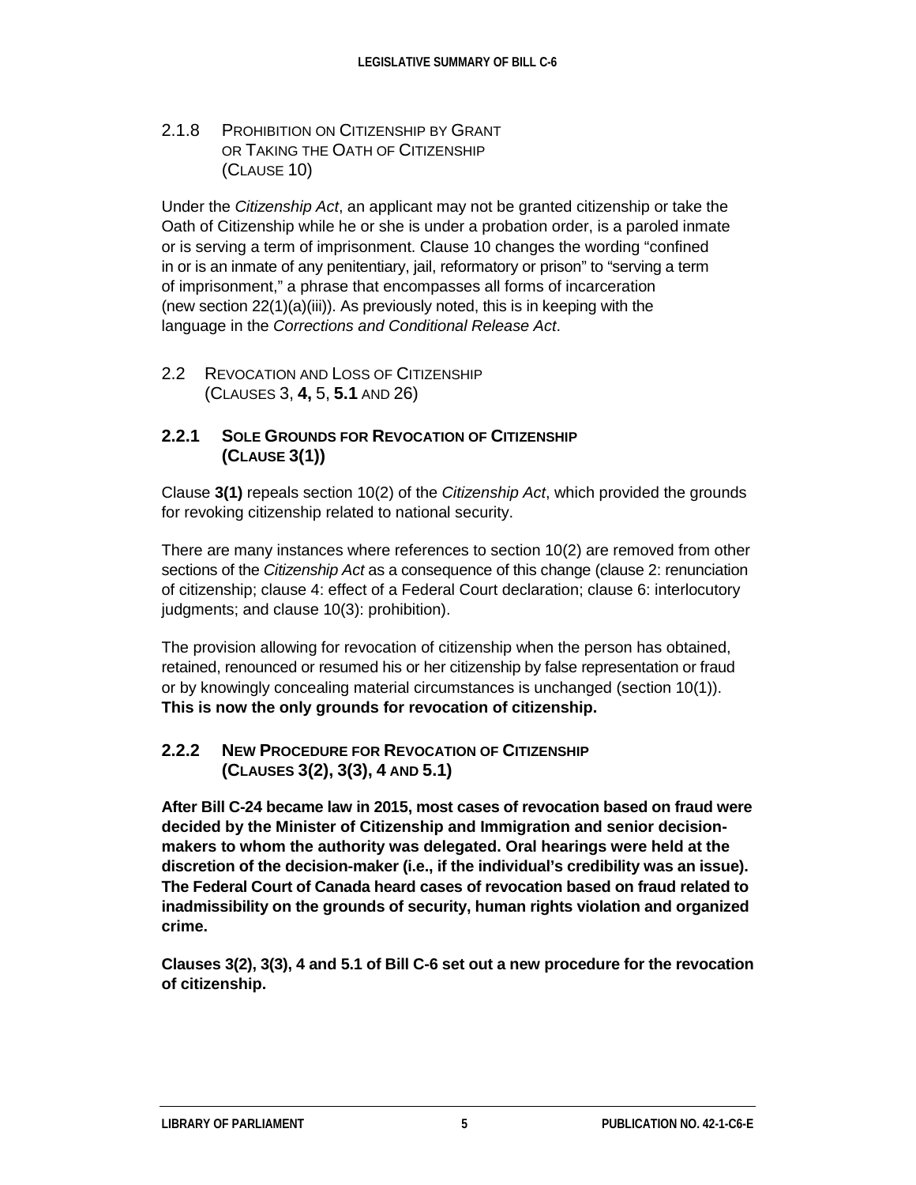### 2.1.8 Prohibition on Citizenship by Grant or Taking the Oath of Citizenship (Clause 10)

Under the *Citizenship Act*, an applicant may not be granted citizenship or take the Oath of Citizenship while he or she is under a probation order, is a paroled inmate or is serving a term of imprisonment. Clause 10 changes the wording "confined in or is an inmate of any penitentiary, jail, reformatory or prison" to "serving a term of imprisonment," a phrase that encompasses all forms of incarceration (new section 22(1)(a)(iii)). As previously noted, this is in keeping with the language in the *Corrections and Conditional Release Act*.

## 2.2 Revocation and Loss of Citizenship (Clauses 3, **4,** 5, **5.1** and 26)

### 2.2.1 Sole Grounds for Revocation of Citizenship (Clause 3(1))

Clause **3(1)** repeals section 10(2) of the *Citizenship Act*, which provided the grounds for revoking citizenship related to national security.

There are many instances where references to section 10(2) are removed from other sections of the *Citizenship Act* as a consequence of this change (clause 2: renunciation of citizenship; clause 4: effect of a Federal Court declaration; clause 6: interlocutory judgments; and clause 10(3): prohibition).

The provision allowing for revocation of citizenship when the person has obtained, retained, renounced or resumed his or her citizenship by false representation or fraud or by knowingly concealing material circumstances is unchanged (section 10(1)). **This is now the only grounds for revocation of citizenship.**

### 2.2.2 New Procedure for Revocation of Citizenship (Clauses 3(2), 3(3), 4 and 5.1)

**After Bill C-24 became law in 2015, most cases of revocation based on fraud were decided by the Minister of Citizenship and Immigration and senior decision-makers to whom the authority was delegated. Oral hearings were held at the discretion of the decision-maker (i.e., if the individual's credibility was an issue). The Federal Court of Canada heard cases of revocation based on fraud related to inadmissibility on the grounds of security, human rights violation and organized crime.**

**Clauses 3(2), 3(3), 4 and 5.1 of Bill C-6 set out a new procedure for the revocation of citizenship.**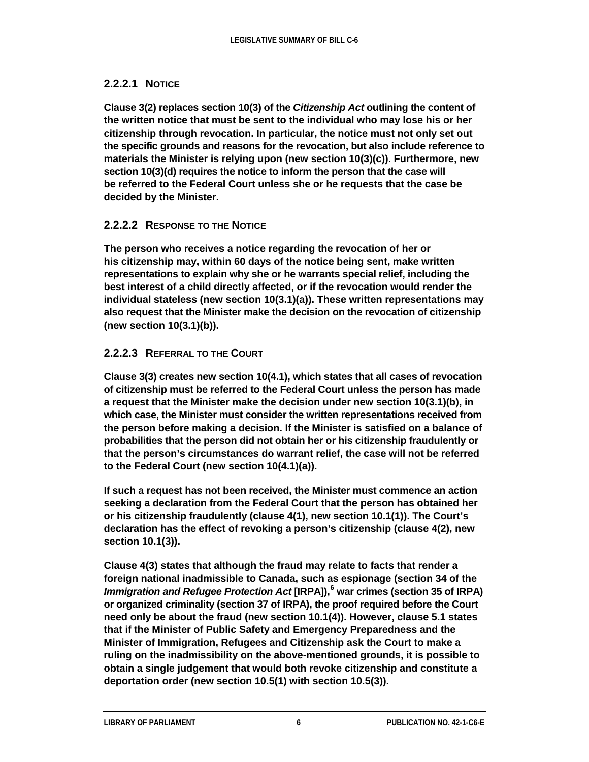### 2.2.2.1 Notice

**Clause 3(2) replaces section 10(3) of the *Citizenship Act* outlining the content of the written notice that must be sent to the individual who may lose his or her citizenship through revocation. In particular, the notice must not only set out the specific grounds and reasons for the revocation, but also include reference to materials the Minister is relying upon (new section 10(3)(c)). Furthermore, new section 10(3)(d) requires the notice to inform the person that the case will be referred to the Federal Court unless she or he requests that the case be decided by the Minister.**

### 2.2.2.2 Response to the Notice

**The person who receives a notice regarding the revocation of her or his citizenship may, within 60 days of the notice being sent, make written representations to explain why she or he warrants special relief, including the best interest of a child directly affected, or if the revocation would render the individual stateless (new section 10(3.1)(a)). These written representations may also request that the Minister make the decision on the revocation of citizenship (new section 10(3.1)(b)).**

### 2.2.2.3 Referral to the Court

**Clause 3(3) creates new section 10(4.1), which states that all cases of revocation of citizenship must be referred to the Federal Court unless the person has made a request that the Minister make the decision under new section 10(3.1)(b), in which case, the Minister must consider the written representations received from the person before making a decision. If the Minister is satisfied on a balance of probabilities that the person did not obtain her or his citizenship fraudulently or that the person's circumstances do warrant relief, the case will not be referred to the Federal Court (new section 10(4.1)(a)).**

**If such a request has not been received, the Minister must commence an action seeking a declaration from the Federal Court that the person has obtained her or his citizenship fraudulently (clause 4(1), new section 10.1(1)). The Court's declaration has the effect of revoking a person's citizenship (clause 4(2), new section 10.1(3)).**

**Clause 4(3) states that although the fraud may relate to facts that render a foreign national inadmissible to Canada, such as espionage (section 34 of the *Immigration and Refugee Protection Act* [IRPA]),[6] war crimes (section 35 of IRPA) or organized criminality (section 37 of IRPA), the proof required before the Court need only be about the fraud (new section 10.1(4)). However, clause 5.1 states that if the Minister of Public Safety and Emergency Preparedness and the Minister of Immigration, Refugees and Citizenship ask the Court to make a ruling on the inadmissibility on the above-mentioned grounds, it is possible to obtain a single judgement that would both revoke citizenship and constitute a deportation order (new section 10.5(1) with section 10.5(3)).**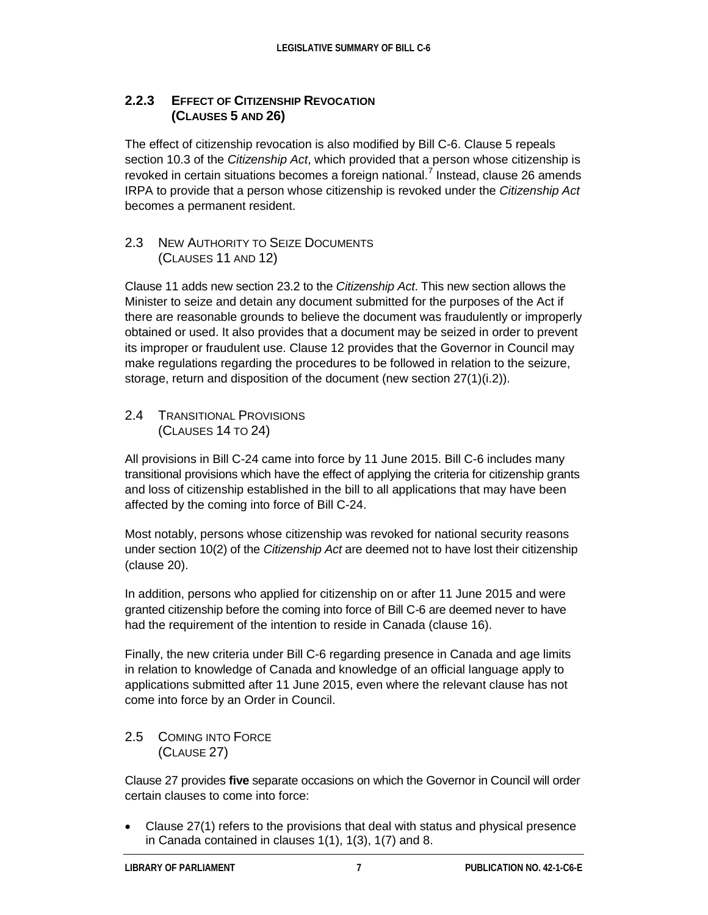### 2.2.3 Effect of Citizenship Revocation (Clauses 5 and 26)

The effect of citizenship revocation is also modified by Bill C-6. Clause 5 repeals section 10.3 of the *Citizenship Act*, which provided that a person whose citizenship is revoked in certain situations becomes a foreign national.[7] Instead, clause 26 amends IRPA to provide that a person whose citizenship is revoked under the *Citizenship Act* becomes a permanent resident.

## 2.3 New Authority to Seize Documents (Clauses 11 and 12)

Clause 11 adds new section 23.2 to the *Citizenship Act*. This new section allows the Minister to seize and detain any document submitted for the purposes of the Act if there are reasonable grounds to believe the document was fraudulently or improperly obtained or used. It also provides that a document may be seized in order to prevent its improper or fraudulent use. Clause 12 provides that the Governor in Council may make regulations regarding the procedures to be followed in relation to the seizure, storage, return and disposition of the document (new section 27(1)(i.2)).

## 2.4 Transitional Provisions (Clauses 14 to 24)

All provisions in Bill C-24 came into force by 11 June 2015. Bill C-6 includes many transitional provisions which have the effect of applying the criteria for citizenship grants and loss of citizenship established in the bill to all applications that may have been affected by the coming into force of Bill C-24.

Most notably, persons whose citizenship was revoked for national security reasons under section 10(2) of the *Citizenship Act* are deemed not to have lost their citizenship (clause 20).

In addition, persons who applied for citizenship on or after 11 June 2015 and were granted citizenship before the coming into force of Bill C-6 are deemed never to have had the requirement of the intention to reside in Canada (clause 16).

Finally, the new criteria under Bill C-6 regarding presence in Canada and age limits in relation to knowledge of Canada and knowledge of an official language apply to applications submitted after 11 June 2015, even where the relevant clause has not come into force by an Order in Council.

## 2.5 Coming into Force (Clause 27)

Clause 27 provides **five** separate occasions on which the Governor in Council will order certain clauses to come into force:

- Clause 27(1) refers to the provisions that deal with status and physical presence in Canada contained in clauses 1(1), 1(3), 1(7) and 8.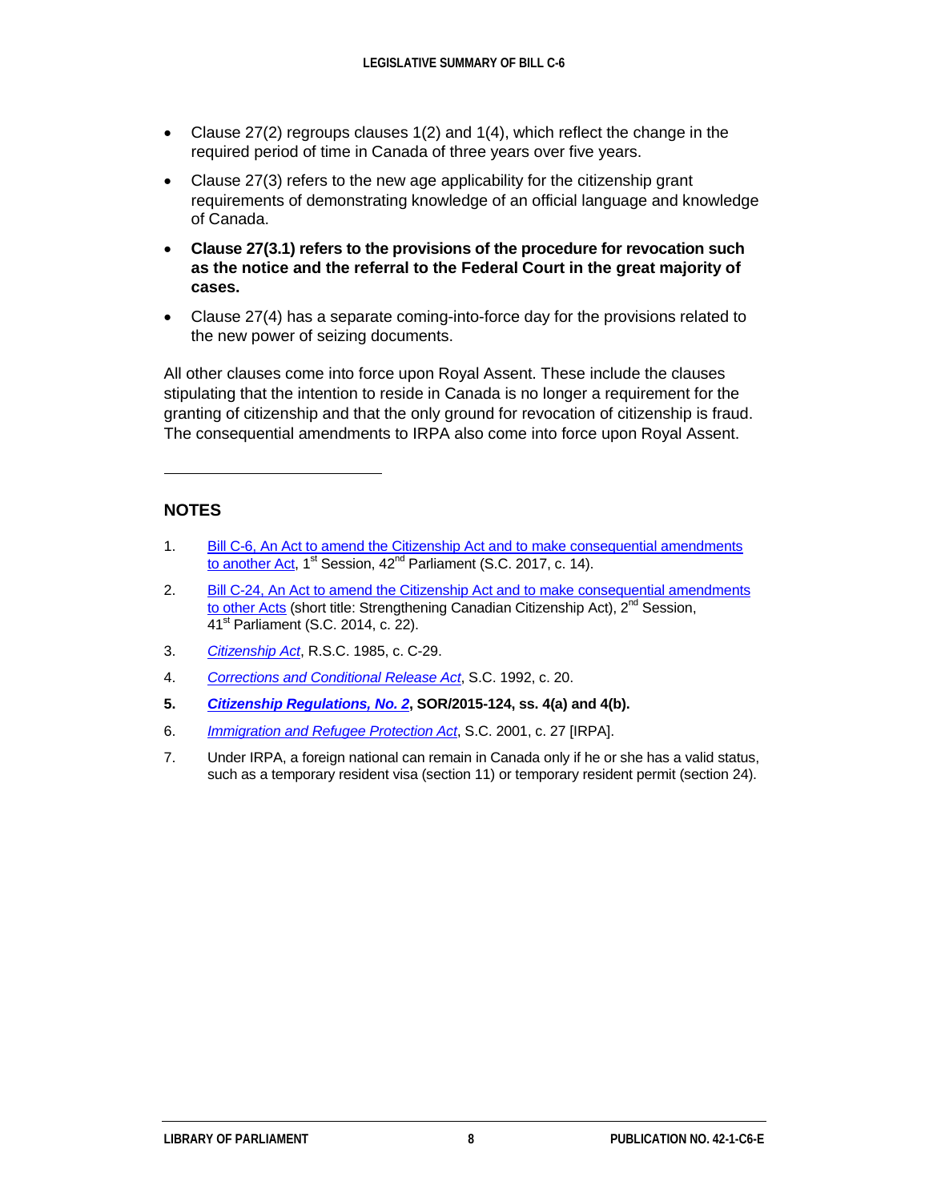- Clause 27(2) regroups clauses 1(2) and 1(4), which reflect the change in the required period of time in Canada of three years over five years.
- Clause 27(3) refers to the new age applicability for the citizenship grant requirements of demonstrating knowledge of an official language and knowledge of Canada.
- **Clause 27(3.1) refers to the provisions of the procedure for revocation such as the notice and the referral to the Federal Court in the great majority of cases.**
- Clause 27(4) has a separate coming-into-force day for the provisions related to the new power of seizing documents.

All other clauses come into force upon Royal Assent. These include the clauses stipulating that the intention to reside in Canada is no longer a requirement for the granting of citizenship and that the only ground for revocation of citizenship is fraud. The consequential amendments to IRPA also come into force upon Royal Assent.

---

## NOTES

1. Bill C-6, An Act to amend the Citizenship Act and to make consequential amendments to another Act, 1st Session, 42nd Parliament (S.C. 2017, c. 14).
2. Bill C-24, An Act to amend the Citizenship Act and to make consequential amendments to other Acts (short title: Strengthening Canadian Citizenship Act), 2nd Session, 41st Parliament (S.C. 2014, c. 22).
3. *Citizenship Act*, R.S.C. 1985, c. C-29.
4. *Corrections and Conditional Release Act*, S.C. 1992, c. 20.
5. ***Citizenship Regulations, No. 2*, SOR/2015-124, ss. 4(a) and 4(b).**
6. *Immigration and Refugee Protection Act*, S.C. 2001, c. 27 [IRPA].
7. Under IRPA, a foreign national can remain in Canada only if he or she has a valid status, such as a temporary resident visa (section 11) or temporary resident permit (section 24).